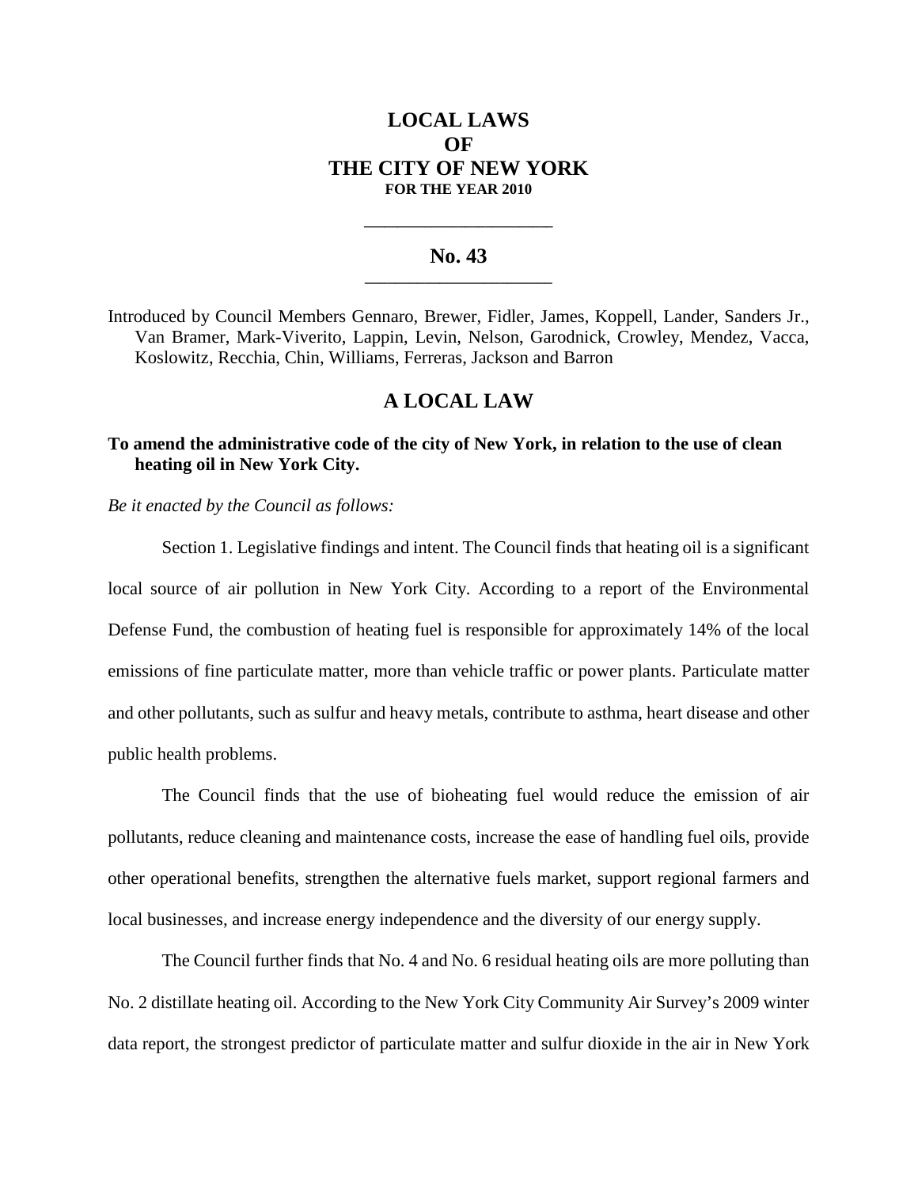# LOCAL LAWS OF THE CITY OF NEW YORK

**FOR THE YEAR 2010**

---

## No. 43

---

Introduced by Council Members Gennaro, Brewer, Fidler, James, Koppell, Lander, Sanders Jr., Van Bramer, Mark-Viverito, Lappin, Levin, Nelson, Garodnick, Crowley, Mendez, Vacca, Koslowitz, Recchia, Chin, Williams, Ferreras, Jackson and Barron

## A LOCAL LAW

**To amend the administrative code of the city of New York, in relation to the use of clean heating oil in New York City.**

*Be it enacted by the Council as follows:*

Section 1. Legislative findings and intent. The Council finds that heating oil is a significant local source of air pollution in New York City. According to a report of the Environmental Defense Fund, the combustion of heating fuel is responsible for approximately 14% of the local emissions of fine particulate matter, more than vehicle traffic or power plants. Particulate matter and other pollutants, such as sulfur and heavy metals, contribute to asthma, heart disease and other public health problems.

The Council finds that the use of bioheating fuel would reduce the emission of air pollutants, reduce cleaning and maintenance costs, increase the ease of handling fuel oils, provide other operational benefits, strengthen the alternative fuels market, support regional farmers and local businesses, and increase energy independence and the diversity of our energy supply.

The Council further finds that No. 4 and No. 6 residual heating oils are more polluting than No. 2 distillate heating oil. According to the New York City Community Air Survey's 2009 winter data report, the strongest predictor of particulate matter and sulfur dioxide in the air in New York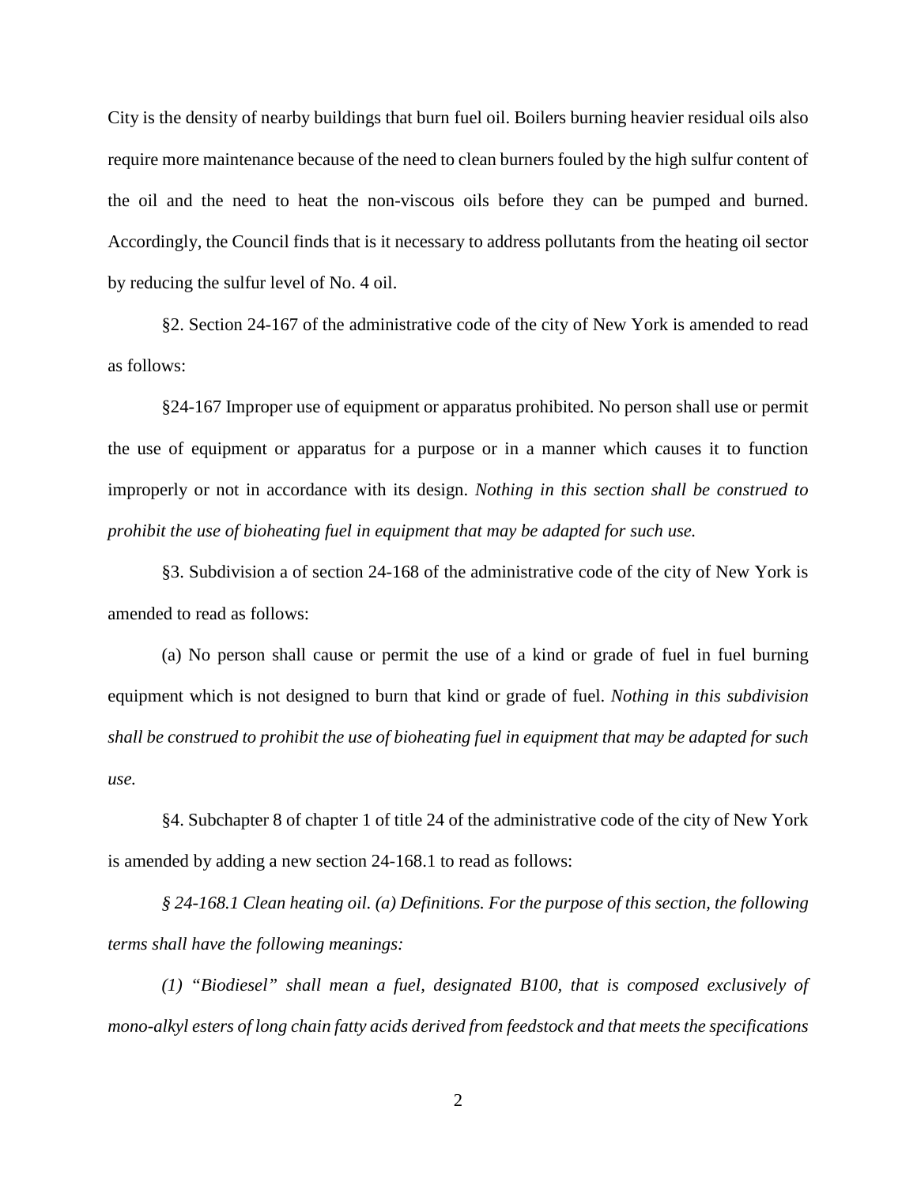City is the density of nearby buildings that burn fuel oil. Boilers burning heavier residual oils also require more maintenance because of the need to clean burners fouled by the high sulfur content of the oil and the need to heat the non-viscous oils before they can be pumped and burned. Accordingly, the Council finds that is it necessary to address pollutants from the heating oil sector by reducing the sulfur level of No. 4 oil.

§2. Section 24-167 of the administrative code of the city of New York is amended to read as follows:

§24-167 Improper use of equipment or apparatus prohibited. No person shall use or permit the use of equipment or apparatus for a purpose or in a manner which causes it to function improperly or not in accordance with its design. *Nothing in this section shall be construed to prohibit the use of bioheating fuel in equipment that may be adapted for such use.*

§3. Subdivision a of section 24-168 of the administrative code of the city of New York is amended to read as follows:

(a) No person shall cause or permit the use of a kind or grade of fuel in fuel burning equipment which is not designed to burn that kind or grade of fuel. *Nothing in this subdivision shall be construed to prohibit the use of bioheating fuel in equipment that may be adapted for such use.*

§4. Subchapter 8 of chapter 1 of title 24 of the administrative code of the city of New York is amended by adding a new section 24-168.1 to read as follows:

*§ 24-168.1 Clean heating oil. (a) Definitions. For the purpose of this section, the following terms shall have the following meanings:*

*(1) "Biodiesel" shall mean a fuel, designated B100, that is composed exclusively of mono-alkyl esters of long chain fatty acids derived from feedstock and that meets the specifications*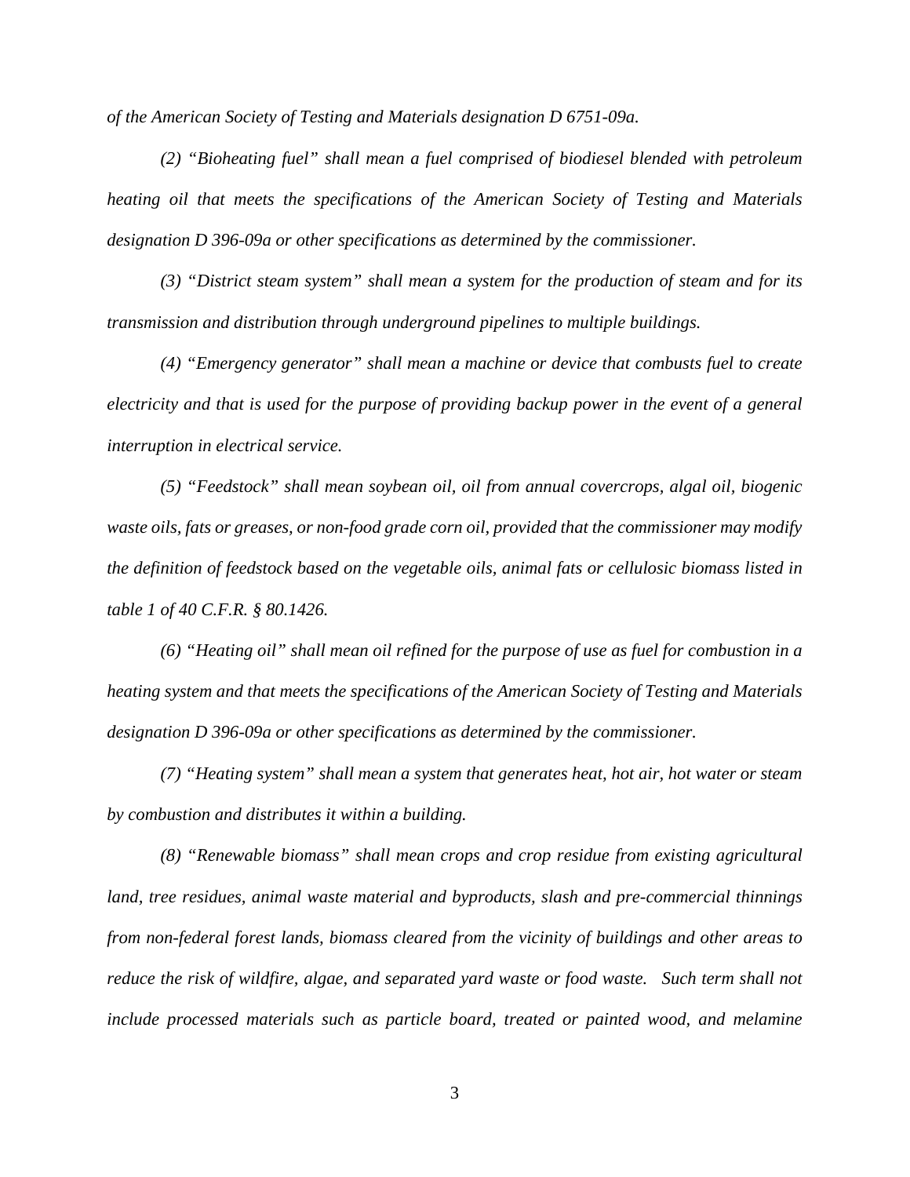*of the American Society of Testing and Materials designation D 6751-09a.*

*(2) "Bioheating fuel" shall mean a fuel comprised of biodiesel blended with petroleum heating oil that meets the specifications of the American Society of Testing and Materials designation D 396-09a or other specifications as determined by the commissioner.*

*(3) "District steam system" shall mean a system for the production of steam and for its transmission and distribution through underground pipelines to multiple buildings.*

*(4) "Emergency generator" shall mean a machine or device that combusts fuel to create electricity and that is used for the purpose of providing backup power in the event of a general interruption in electrical service.*

*(5) "Feedstock" shall mean soybean oil, oil from annual covercrops, algal oil, biogenic waste oils, fats or greases, or non-food grade corn oil, provided that the commissioner may modify the definition of feedstock based on the vegetable oils, animal fats or cellulosic biomass listed in table 1 of 40 C.F.R. § 80.1426.*

*(6) "Heating oil" shall mean oil refined for the purpose of use as fuel for combustion in a heating system and that meets the specifications of the American Society of Testing and Materials designation D 396-09a or other specifications as determined by the commissioner.*

*(7) "Heating system" shall mean a system that generates heat, hot air, hot water or steam by combustion and distributes it within a building.*

*(8) "Renewable biomass" shall mean crops and crop residue from existing agricultural land, tree residues, animal waste material and byproducts, slash and pre-commercial thinnings from non-federal forest lands, biomass cleared from the vicinity of buildings and other areas to reduce the risk of wildfire, algae, and separated yard waste or food waste. Such term shall not include processed materials such as particle board, treated or painted wood, and melamine*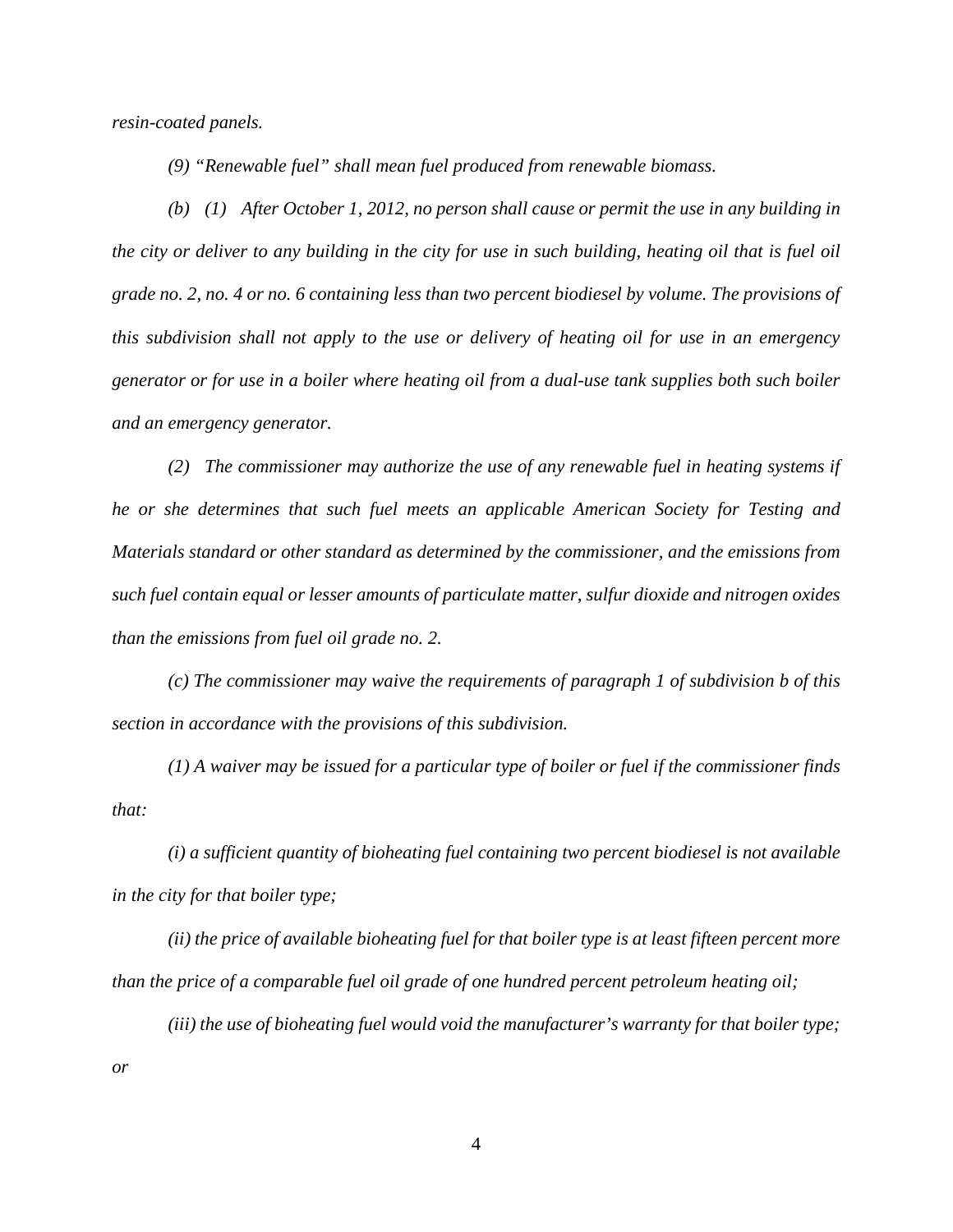*resin-coated panels.*

*(9) "Renewable fuel" shall mean fuel produced from renewable biomass.*

*(b) (1) After October 1, 2012, no person shall cause or permit the use in any building in the city or deliver to any building in the city for use in such building, heating oil that is fuel oil grade no. 2, no. 4 or no. 6 containing less than two percent biodiesel by volume. The provisions of this subdivision shall not apply to the use or delivery of heating oil for use in an emergency generator or for use in a boiler where heating oil from a dual-use tank supplies both such boiler and an emergency generator.*

*(2) The commissioner may authorize the use of any renewable fuel in heating systems if he or she determines that such fuel meets an applicable American Society for Testing and Materials standard or other standard as determined by the commissioner, and the emissions from such fuel contain equal or lesser amounts of particulate matter, sulfur dioxide and nitrogen oxides than the emissions from fuel oil grade no. 2.*

*(c) The commissioner may waive the requirements of paragraph 1 of subdivision b of this section in accordance with the provisions of this subdivision.*

*(1) A waiver may be issued for a particular type of boiler or fuel if the commissioner finds that:*

*(i) a sufficient quantity of bioheating fuel containing two percent biodiesel is not available in the city for that boiler type;*

*(ii) the price of available bioheating fuel for that boiler type is at least fifteen percent more than the price of a comparable fuel oil grade of one hundred percent petroleum heating oil;*

*(iii) the use of bioheating fuel would void the manufacturer's warranty for that boiler type; or*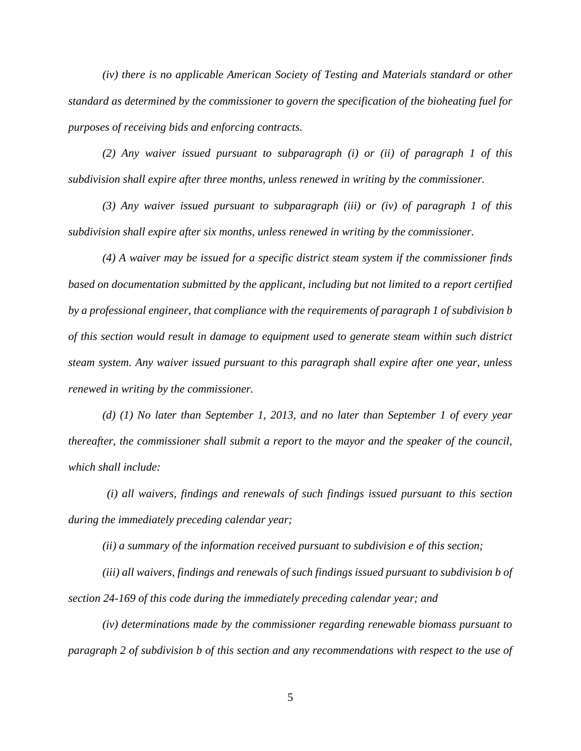*(iv) there is no applicable American Society of Testing and Materials standard or other standard as determined by the commissioner to govern the specification of the bioheating fuel for purposes of receiving bids and enforcing contracts.*

*(2) Any waiver issued pursuant to subparagraph (i) or (ii) of paragraph 1 of this subdivision shall expire after three months, unless renewed in writing by the commissioner.*

*(3) Any waiver issued pursuant to subparagraph (iii) or (iv) of paragraph 1 of this subdivision shall expire after six months, unless renewed in writing by the commissioner.*

*(4) A waiver may be issued for a specific district steam system if the commissioner finds based on documentation submitted by the applicant, including but not limited to a report certified by a professional engineer, that compliance with the requirements of paragraph 1 of subdivision b of this section would result in damage to equipment used to generate steam within such district steam system. Any waiver issued pursuant to this paragraph shall expire after one year, unless renewed in writing by the commissioner.*

*(d) (1) No later than September 1, 2013, and no later than September 1 of every year thereafter, the commissioner shall submit a report to the mayor and the speaker of the council, which shall include:*

*(i) all waivers, findings and renewals of such findings issued pursuant to this section during the immediately preceding calendar year;*

*(ii) a summary of the information received pursuant to subdivision e of this section;*

*(iii) all waivers, findings and renewals of such findings issued pursuant to subdivision b of section 24-169 of this code during the immediately preceding calendar year; and*

*(iv) determinations made by the commissioner regarding renewable biomass pursuant to paragraph 2 of subdivision b of this section and any recommendations with respect to the use of*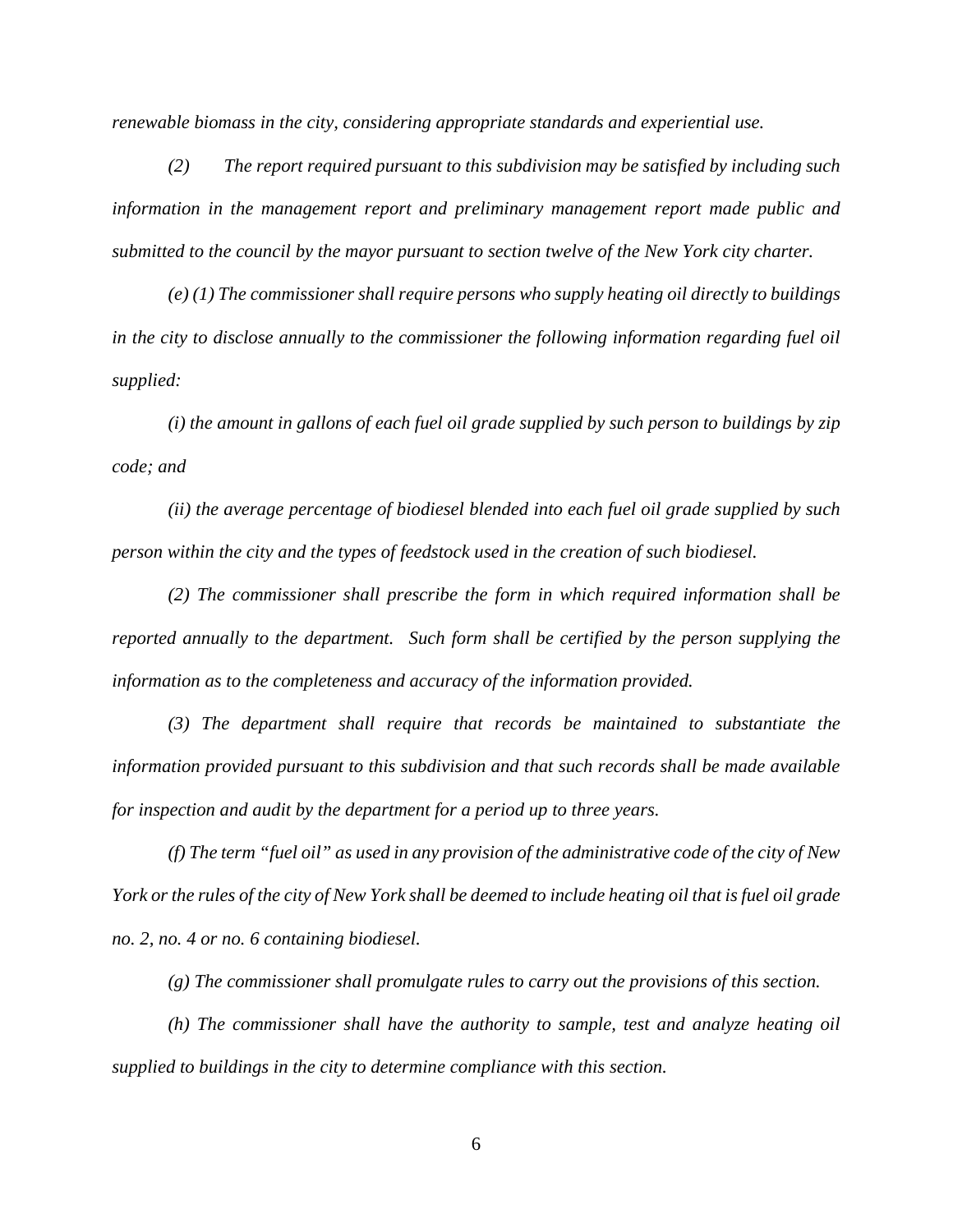*renewable biomass in the city, considering appropriate standards and experiential use.*

*(2) The report required pursuant to this subdivision may be satisfied by including such information in the management report and preliminary management report made public and submitted to the council by the mayor pursuant to section twelve of the New York city charter.*

*(e) (1) The commissioner shall require persons who supply heating oil directly to buildings in the city to disclose annually to the commissioner the following information regarding fuel oil supplied:*

*(i) the amount in gallons of each fuel oil grade supplied by such person to buildings by zip code; and*

*(ii) the average percentage of biodiesel blended into each fuel oil grade supplied by such person within the city and the types of feedstock used in the creation of such biodiesel.*

*(2) The commissioner shall prescribe the form in which required information shall be reported annually to the department. Such form shall be certified by the person supplying the information as to the completeness and accuracy of the information provided.*

*(3) The department shall require that records be maintained to substantiate the information provided pursuant to this subdivision and that such records shall be made available for inspection and audit by the department for a period up to three years.*

*(f) The term "fuel oil" as used in any provision of the administrative code of the city of New York or the rules of the city of New York shall be deemed to include heating oil that is fuel oil grade no. 2, no. 4 or no. 6 containing biodiesel.*

*(g) The commissioner shall promulgate rules to carry out the provisions of this section.*

*(h) The commissioner shall have the authority to sample, test and analyze heating oil supplied to buildings in the city to determine compliance with this section.*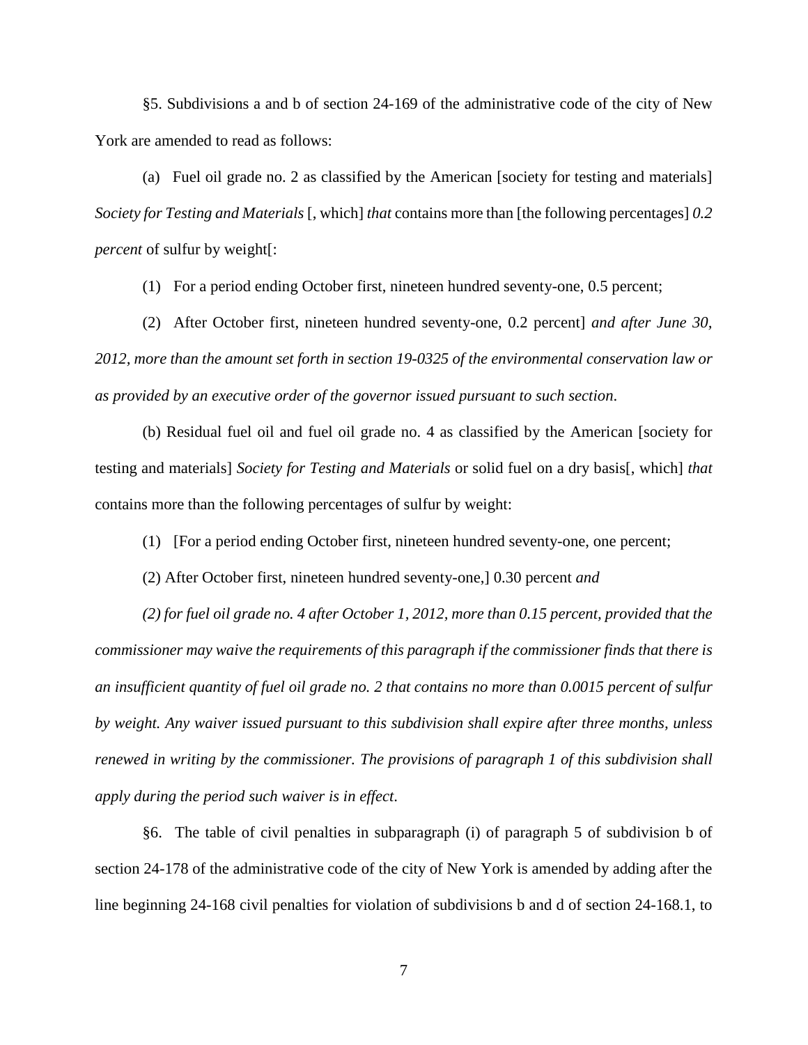§5. Subdivisions a and b of section 24-169 of the administrative code of the city of New York are amended to read as follows:

(a) Fuel oil grade no. 2 as classified by the American [society for testing and materials] *Society for Testing and Materials* [, which] *that* contains more than [the following percentages] *0.2 percent* of sulfur by weight[:

(1) For a period ending October first, nineteen hundred seventy-one, 0.5 percent;

(2) After October first, nineteen hundred seventy-one, 0.2 percent] *and after June 30, 2012, more than the amount set forth in section 19-0325 of the environmental conservation law or as provided by an executive order of the governor issued pursuant to such section.*

(b) Residual fuel oil and fuel oil grade no. 4 as classified by the American [society for testing and materials] *Society for Testing and Materials* or solid fuel on a dry basis[, which] *that* contains more than the following percentages of sulfur by weight:

(1) [For a period ending October first, nineteen hundred seventy-one, one percent;

(2) After October first, nineteen hundred seventy-one,] 0.30 percent *and*

*(2) for fuel oil grade no. 4 after October 1, 2012, more than 0.15 percent, provided that the commissioner may waive the requirements of this paragraph if the commissioner finds that there is an insufficient quantity of fuel oil grade no. 2 that contains no more than 0.0015 percent of sulfur by weight. Any waiver issued pursuant to this subdivision shall expire after three months, unless renewed in writing by the commissioner. The provisions of paragraph 1 of this subdivision shall apply during the period such waiver is in effect.*

§6. The table of civil penalties in subparagraph (i) of paragraph 5 of subdivision b of section 24-178 of the administrative code of the city of New York is amended by adding after the line beginning 24-168 civil penalties for violation of subdivisions b and d of section 24-168.1, to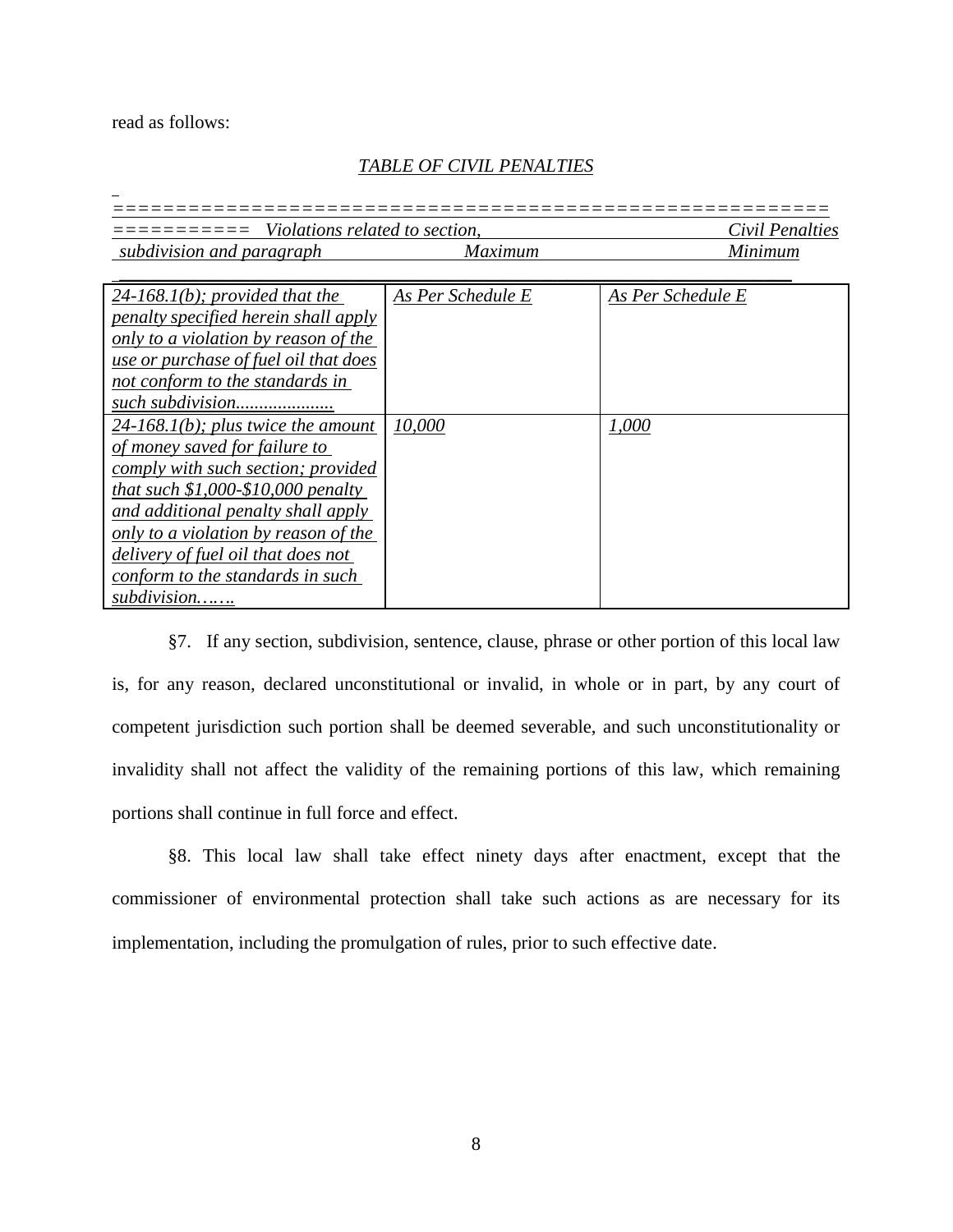read as follows:

*TABLE OF CIVIL PENALTIES*

| Violations related to section, subdivision and paragraph | Civil Penalties Maximum | Minimum |
|---|---|---|
| *24-168.1(b); provided that the penalty specified herein shall apply only to a violation by reason of the use or purchase of fuel oil that does not conform to the standards in such subdivision.....................* | *As Per Schedule E* | *As Per Schedule E* |
| *24-168.1(b); plus twice the amount of money saved for failure to comply with such section; provided that such $1,000-$10,000 penalty and additional penalty shall apply only to a violation by reason of the delivery of fuel oil that does not conform to the standards in such subdivision…….* | *10,000* | *1,000* |

§7. If any section, subdivision, sentence, clause, phrase or other portion of this local law is, for any reason, declared unconstitutional or invalid, in whole or in part, by any court of competent jurisdiction such portion shall be deemed severable, and such unconstitutionality or invalidity shall not affect the validity of the remaining portions of this law, which remaining portions shall continue in full force and effect.

§8. This local law shall take effect ninety days after enactment, except that the commissioner of environmental protection shall take such actions as are necessary for its implementation, including the promulgation of rules, prior to such effective date.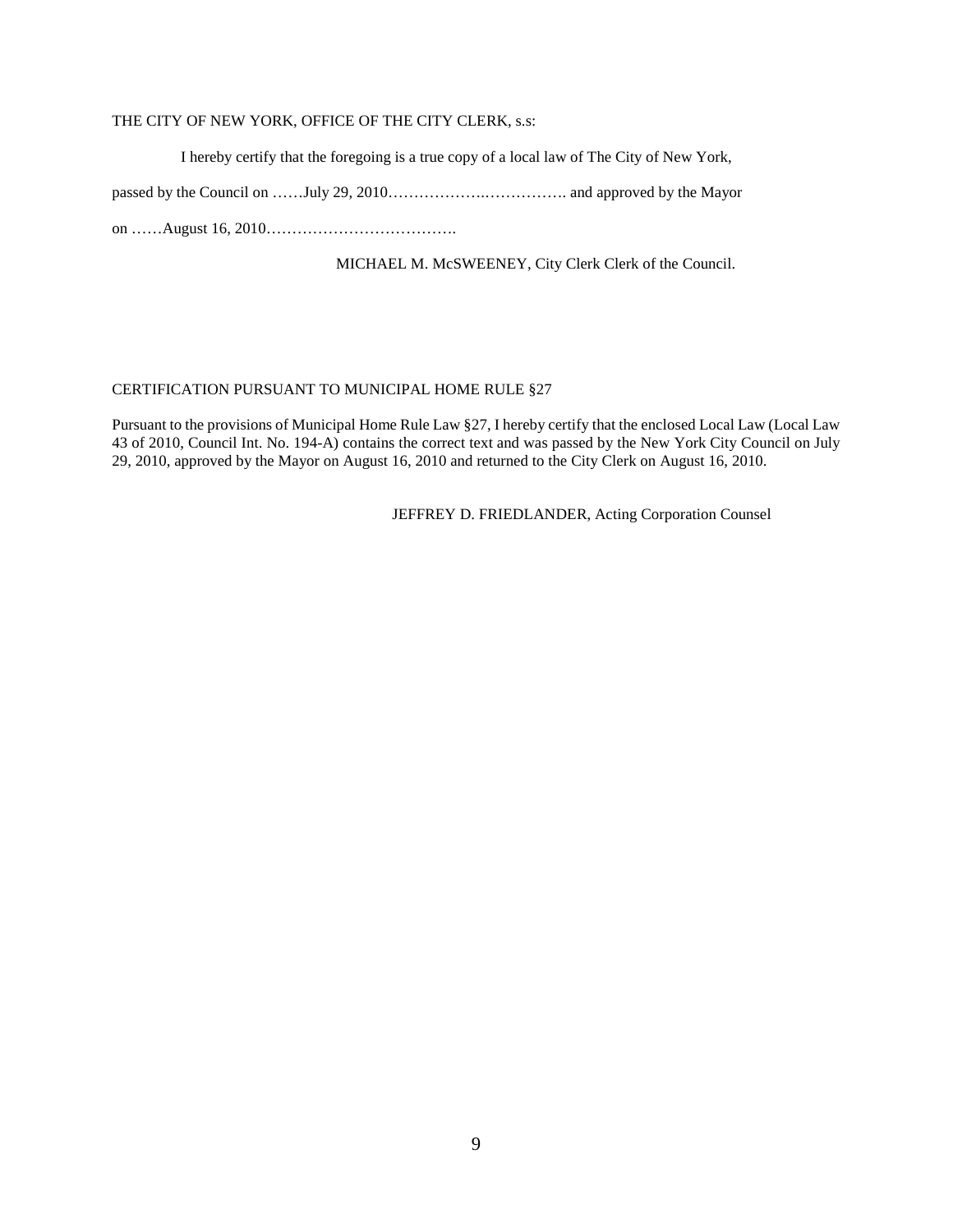THE CITY OF NEW YORK, OFFICE OF THE CITY CLERK, s.s:

I hereby certify that the foregoing is a true copy of a local law of The City of New York,

passed by the Council on ……July 29, 2010……………….……………. and approved by the Mayor

on ……August 16, 2010……………………………….

MICHAEL M. McSWEENEY, City Clerk Clerk of the Council.

CERTIFICATION PURSUANT TO MUNICIPAL HOME RULE §27

Pursuant to the provisions of Municipal Home Rule Law §27, I hereby certify that the enclosed Local Law (Local Law 43 of 2010, Council Int. No. 194-A) contains the correct text and was passed by the New York City Council on July 29, 2010, approved by the Mayor on August 16, 2010 and returned to the City Clerk on August 16, 2010.

JEFFREY D. FRIEDLANDER, Acting Corporation Counsel